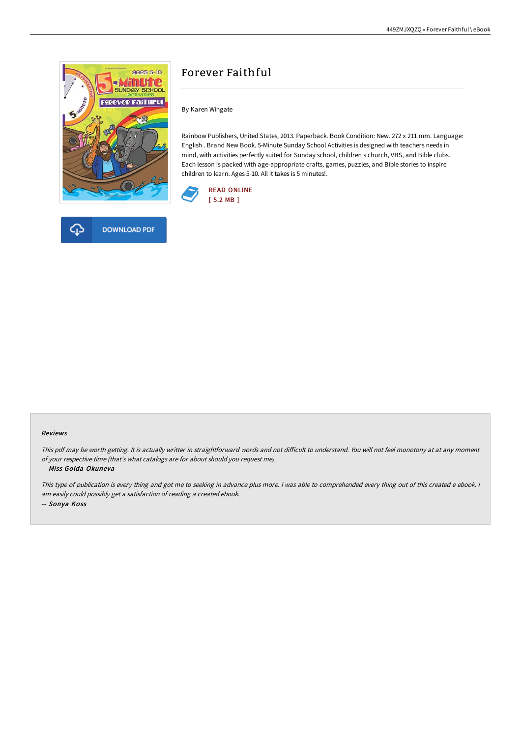# Forever Faithful

By Karen Wingate

Rainbow Publishers, United States, 2013. Paperback. Book Condition: New. 272 x 211 mm. Language: English . Brand New Book. 5-Minute Sunday School Activities is designed with teachers needs in mind, with activities perfectly suited for Sunday school, children s church, VBS, and Bible clubs. Each lesson is packed with age-appropriate crafts, games, puzzles, and Bible stories to inspire children to learn. Ages 5-10. All it takes is 5 minutes!.

READ ONLINE
[ 5.2 MB ]

DOWNLOAD PDF

#### Reviews

*This pdf may be worth getting. It is actually writter in straightforward words and not difficult to understand. You will not feel monotony at at any moment of your respective time (that's what catalogs are for about should you request me).*

*-- Miss Golda Okuneva*

*This type of publication is every thing and got me to seeking in advance plus more. I was able to comprehended every thing out of this created e ebook. I am easily could possibly get a satisfaction of reading a created ebook.*

*-- Sonya Koss*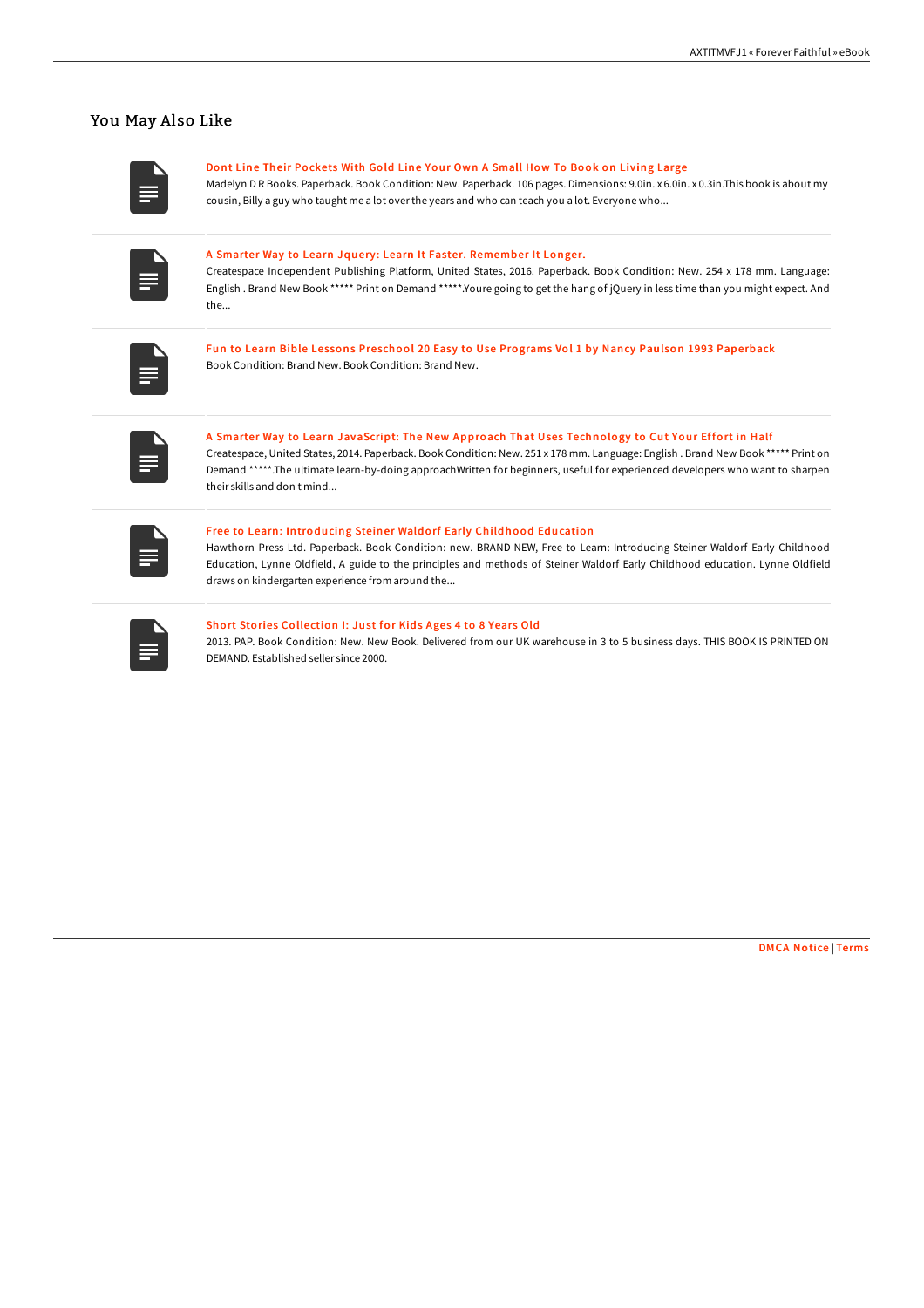## You May Also Like

**Dont Line Their Pockets With Gold Line Your Own A Small How To Book on Living Large**

Madelyn D R Books. Paperback. Book Condition: New. Paperback. 106 pages. Dimensions: 9.0in. x 6.0in. x 0.3in.This book is about my cousin, Billy a guy who taught me a lot over the years and who can teach you a lot. Everyone who...

**A Smarter Way to Learn Jquery: Learn It Faster. Remember It Longer.**

Createspace Independent Publishing Platform, United States, 2016. Paperback. Book Condition: New. 254 x 178 mm. Language: English . Brand New Book ***** Print on Demand *****.Youre going to get the hang of jQuery in less time than you might expect. And the...

**Fun to Learn Bible Lessons Preschool 20 Easy to Use Programs Vol 1 by Nancy Paulson 1993 Paperback**

Book Condition: Brand New. Book Condition: Brand New.

**A Smarter Way to Learn JavaScript: The New Approach That Uses Technology to Cut Your Effort in Half**

Createspace, United States, 2014. Paperback. Book Condition: New. 251 x 178 mm. Language: English . Brand New Book ***** Print on Demand *****.The ultimate learn-by-doing approachWritten for beginners, useful for experienced developers who want to sharpen their skills and don t mind...

**Free to Learn: Introducing Steiner Waldorf Early Childhood Education**

Hawthorn Press Ltd. Paperback. Book Condition: new. BRAND NEW, Free to Learn: Introducing Steiner Waldorf Early Childhood Education, Lynne Oldfield, A guide to the principles and methods of Steiner Waldorf Early Childhood education. Lynne Oldfield draws on kindergarten experience from around the...

**Short Stories Collection I: Just for Kids Ages 4 to 8 Years Old**

2013. PAP. Book Condition: New. New Book. Delivered from our UK warehouse in 3 to 5 business days. THIS BOOK IS PRINTED ON DEMAND. Established seller since 2000.